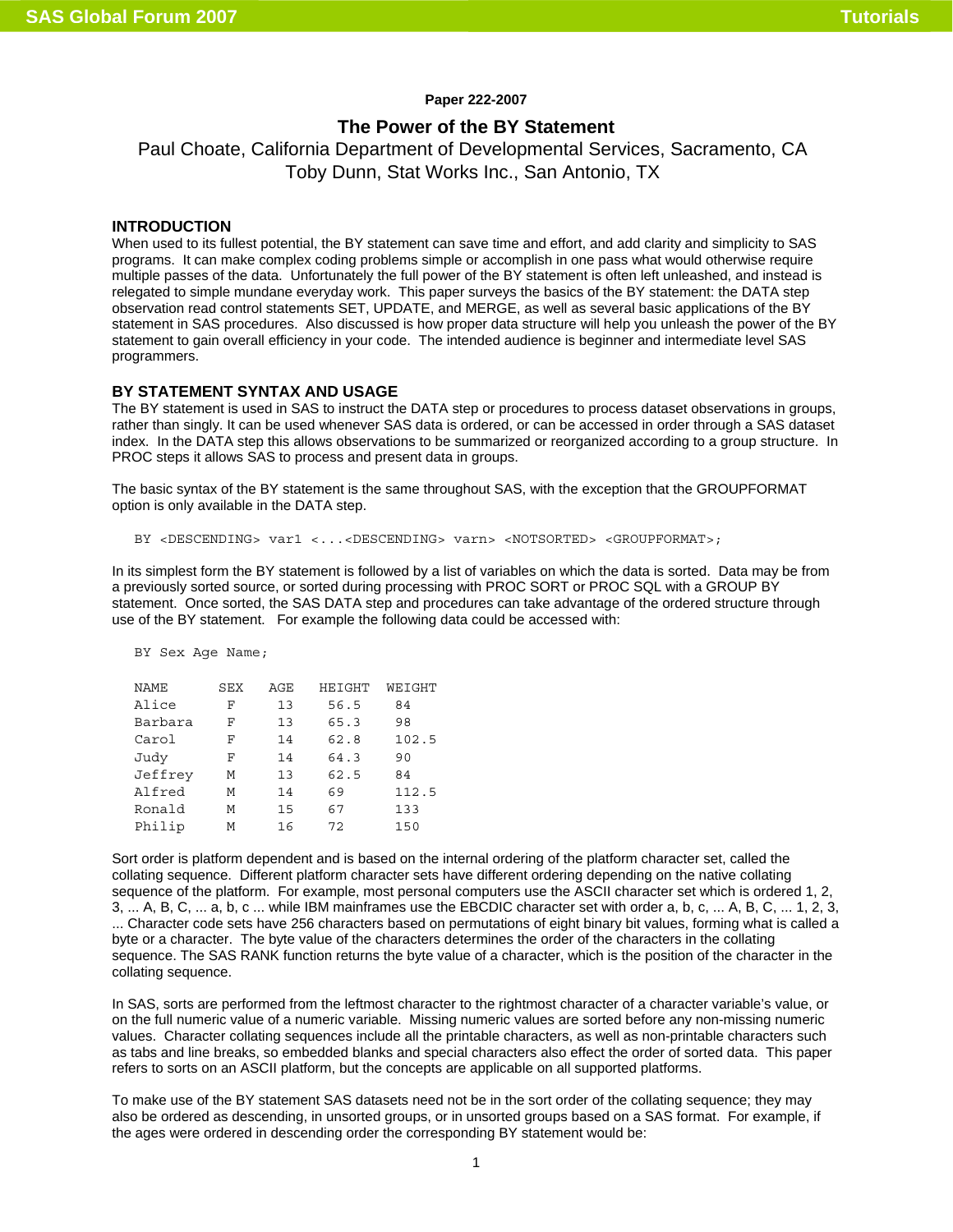Paper 222-2007

# The Power of the BY Statement

Paul Choate, California Department of Developmental Services, Sacramento, CA
Toby Dunn, Stat Works Inc., San Antonio, TX

## INTRODUCTION

When used to its fullest potential, the BY statement can save time and effort, and add clarity and simplicity to SAS programs. It can make complex coding problems simple or accomplish in one pass what would otherwise require multiple passes of the data. Unfortunately the full power of the BY statement is often left unleashed, and instead is relegated to simple mundane everyday work. This paper surveys the basics of the BY statement: the DATA step observation read control statements SET, UPDATE, and MERGE, as well as several basic applications of the BY statement in SAS procedures. Also discussed is how proper data structure will help you unleash the power of the BY statement to gain overall efficiency in your code. The intended audience is beginner and intermediate level SAS programmers.

## BY STATEMENT SYNTAX AND USAGE

The BY statement is used in SAS to instruct the DATA step or procedures to process dataset observations in groups, rather than singly. It can be used whenever SAS data is ordered, or can be accessed in order through a SAS dataset index. In the DATA step this allows observations to be summarized or reorganized according to a group structure. In PROC steps it allows SAS to process and present data in groups.

The basic syntax of the BY statement is the same throughout SAS, with the exception that the GROUPFORMAT option is only available in the DATA step.

```
BY <DESCENDING> var1 <...<DESCENDING> varn> <NOTSORTED> <GROUPFORMAT>;
```

In its simplest form the BY statement is followed by a list of variables on which the data is sorted. Data may be from a previously sorted source, or sorted during processing with PROC SORT or PROC SQL with a GROUP BY statement. Once sorted, the SAS DATA step and procedures can take advantage of the ordered structure through use of the BY statement. For example the following data could be accessed with:

```
BY Sex Age Name;

NAME      SEX   AGE   HEIGHT  WEIGHT
Alice      F     13    56.5    84
Barbara    F     13    65.3    98
Carol      F     14    62.8    102.5
Judy       F     14    64.3    90
Jeffrey    M     13    62.5    84
Alfred     M     14    69      112.5
Ronald     M     15    67      133
Philip     M     16    72      150
```

Sort order is platform dependent and is based on the internal ordering of the platform character set, called the collating sequence. Different platform character sets have different ordering depending on the native collating sequence of the platform. For example, most personal computers use the ASCII character set which is ordered 1, 2, 3, ... A, B, C, ... a, b, c ... while IBM mainframes use the EBCDIC character set with order a, b, c, ... A, B, C, ... 1, 2, 3, ... Character code sets have 256 characters based on permutations of eight binary bit values, forming what is called a byte or a character. The byte value of the characters determines the order of the characters in the collating sequence. The SAS RANK function returns the byte value of a character, which is the position of the character in the collating sequence.

In SAS, sorts are performed from the leftmost character to the rightmost character of a character variable's value, or on the full numeric value of a numeric variable. Missing numeric values are sorted before any non-missing numeric values. Character collating sequences include all the printable characters, as well as non-printable characters such as tabs and line breaks, so embedded blanks and special characters also effect the order of sorted data. This paper refers to sorts on an ASCII platform, but the concepts are applicable on all supported platforms.

To make use of the BY statement SAS datasets need not be in the sort order of the collating sequence; they may also be ordered as descending, in unsorted groups, or in unsorted groups based on a SAS format. For example, if the ages were ordered in descending order the corresponding BY statement would be: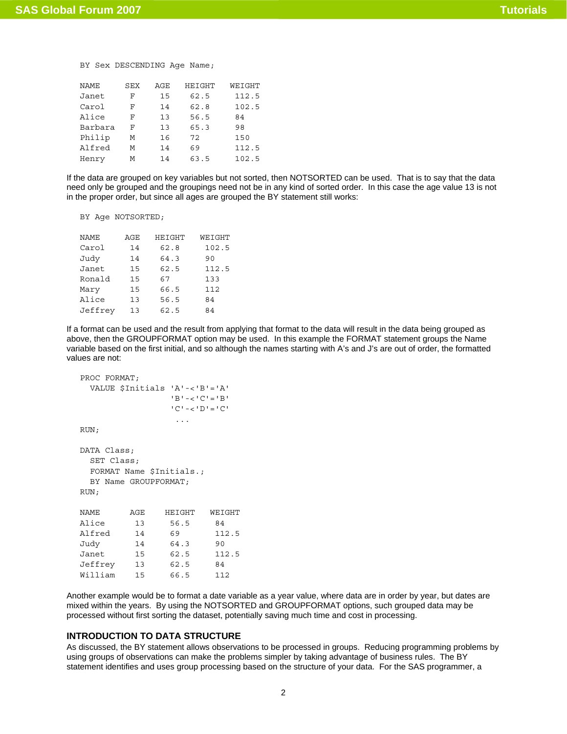```
BY Sex DESCENDING Age Name;

NAME      SEX   AGE   HEIGHT   WEIGHT
Janet      F     15    62.5     112.5
Carol      F     14    62.8     102.5
Alice      F     13    56.5     84
Barbara    F     13    65.3     98
Philip     M     16    72       150
Alfred     M     14    69       112.5
Henry      M     14    63.5     102.5
```

If the data are grouped on key variables but not sorted, then NOTSORTED can be used. That is to say that the data need only be grouped and the groupings need not be in any kind of sorted order. In this case the age value 13 is not in the proper order, but since all ages are grouped the BY statement still works:

```
BY Age NOTSORTED;

NAME      AGE   HEIGHT   WEIGHT
Carol      14    62.8     102.5
Judy       14    64.3     90
Janet      15    62.5     112.5
Ronald     15    67       133
Mary       15    66.5     112
Alice      13    56.5     84
Jeffrey    13    62.5     84
```

If a format can be used and the result from applying that format to the data will result in the data being grouped as above, then the GROUPFORMAT option may be used. In this example the FORMAT statement groups the Name variable based on the first initial, and so although the names starting with A's and J's are out of order, the formatted values are not:

```
PROC FORMAT;
  VALUE $Initials 'A'-<'B'='A'
                  'B'-<'C'='B'
                  'C'-<'D'='C'
                   ...
RUN;

DATA Class;
  SET Class;
  FORMAT Name $Initials.;
  BY Name GROUPFORMAT;
RUN;

NAME       AGE    HEIGHT   WEIGHT
Alice       13     56.5     84
Alfred      14     69       112.5
Judy        14     64.3     90
Janet       15     62.5     112.5
Jeffrey     13     62.5     84
William     15     66.5     112
```

Another example would be to format a date variable as a year value, where data are in order by year, but dates are mixed within the years. By using the NOTSORTED and GROUPFORMAT options, such grouped data may be processed without first sorting the dataset, potentially saving much time and cost in processing.

## INTRODUCTION TO DATA STRUCTURE

As discussed, the BY statement allows observations to be processed in groups. Reducing programming problems by using groups of observations can make the problems simpler by taking advantage of business rules. The BY statement identifies and uses group processing based on the structure of your data. For the SAS programmer, a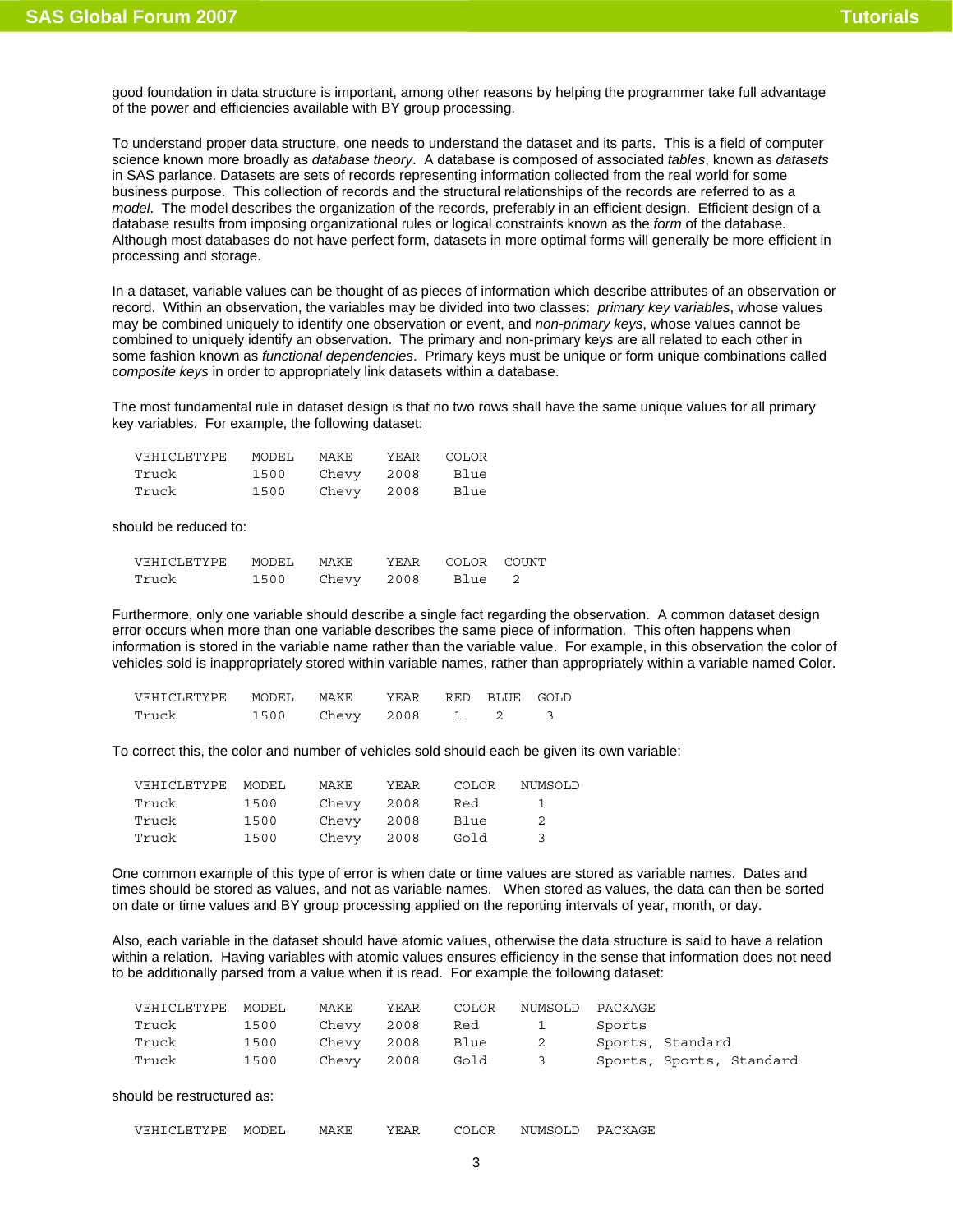good foundation in data structure is important, among other reasons by helping the programmer take full advantage of the power and efficiencies available with BY group processing.

To understand proper data structure, one needs to understand the dataset and its parts. This is a field of computer science known more broadly as *database theory*. A database is composed of associated *tables*, known as *datasets* in SAS parlance. Datasets are sets of records representing information collected from the real world for some business purpose. This collection of records and the structural relationships of the records are referred to as a *model*. The model describes the organization of the records, preferably in an efficient design. Efficient design of a database results from imposing organizational rules or logical constraints known as the *form* of the database. Although most databases do not have perfect form, datasets in more optimal forms will generally be more efficient in processing and storage.

In a dataset, variable values can be thought of as pieces of information which describe attributes of an observation or record. Within an observation, the variables may be divided into two classes: *primary key variables*, whose values may be combined uniquely to identify one observation or event, and *non-primary keys*, whose values cannot be combined to uniquely identify an observation. The primary and non-primary keys are all related to each other in some fashion known as *functional dependencies*. Primary keys must be unique or form unique combinations called *composite keys* in order to appropriately link datasets within a database.

The most fundamental rule in dataset design is that no two rows shall have the same unique values for all primary key variables. For example, the following dataset:

```
VEHICLETYPE   MODEL   MAKE    YEAR   COLOR
Truck         1500    Chevy   2008    Blue
Truck         1500    Chevy   2008    Blue
```

should be reduced to:

```
VEHICLETYPE   MODEL   MAKE    YEAR   COLOR  COUNT
Truck         1500    Chevy   2008    Blue    2
```

Furthermore, only one variable should describe a single fact regarding the observation. A common dataset design error occurs when more than one variable describes the same piece of information. This often happens when information is stored in the variable name rather than the variable value. For example, in this observation the color of vehicles sold is inappropriately stored within variable names, rather than appropriately within a variable named Color.

```
VEHICLETYPE   MODEL   MAKE    YEAR   RED  BLUE  GOLD
Truck         1500    Chevy   2008    1     2     3
```

To correct this, the color and number of vehicles sold should each be given its own variable:

```
VEHICLETYPE  MODEL    MAKE    YEAR    COLOR   NUMSOLD
Truck        1500     Chevy   2008    Red        1
Truck        1500     Chevy   2008    Blue       2
Truck        1500     Chevy   2008    Gold       3
```

One common example of this type of error is when date or time values are stored as variable names. Dates and times should be stored as values, and not as variable names. When stored as values, the data can then be sorted on date or time values and BY group processing applied on the reporting intervals of year, month, or day.

Also, each variable in the dataset should have atomic values, otherwise the data structure is said to have a relation within a relation. Having variables with atomic values ensures efficiency in the sense that information does not need to be additionally parsed from a value when it is read. For example the following dataset:

```
VEHICLETYPE  MODEL    MAKE    YEAR    COLOR   NUMSOLD  PACKAGE
Truck        1500     Chevy   2008    Red        1     Sports
Truck        1500     Chevy   2008    Blue       2     Sports, Standard
Truck        1500     Chevy   2008    Gold       3     Sports, Sports, Standard
```

should be restructured as:

```
VEHICLETYPE  MODEL    MAKE    YEAR    COLOR   NUMSOLD  PACKAGE
```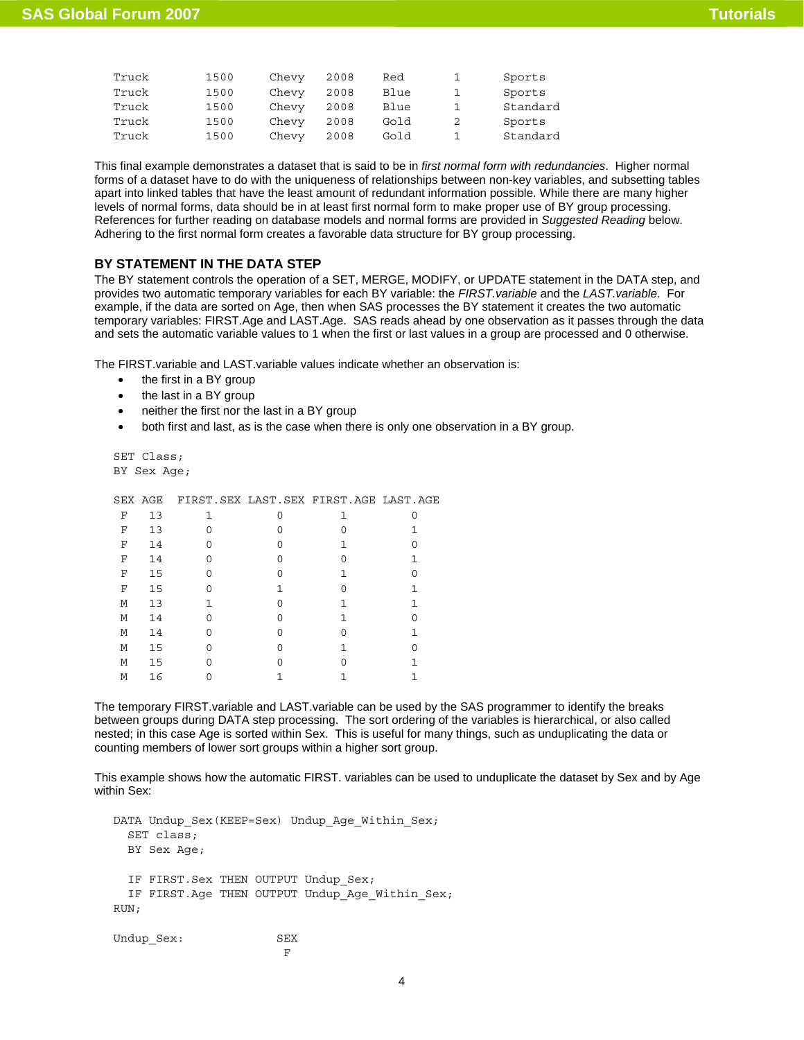```
Truck         1500      Chevy    2008      Red         1         Sports
Truck         1500      Chevy    2008      Blue        1         Sports
Truck         1500      Chevy    2008      Blue        1         Standard
Truck         1500      Chevy    2008      Gold        2         Sports
Truck         1500      Chevy    2008      Gold        1         Standard
```

This final example demonstrates a dataset that is said to be in *first normal form with redundancies*. Higher normal forms of a dataset have to do with the uniqueness of relationships between non-key variables, and subsetting tables apart into linked tables that have the least amount of redundant information possible. While there are many higher levels of normal forms, data should be in at least first normal form to make proper use of BY group processing. References for further reading on database models and normal forms are provided in *Suggested Reading* below. Adhering to the first normal form creates a favorable data structure for BY group processing.

### BY STATEMENT IN THE DATA STEP

The BY statement controls the operation of a SET, MERGE, MODIFY, or UPDATE statement in the DATA step, and provides two automatic temporary variables for each BY variable: the *FIRST.variable* and the *LAST.variable*. For example, if the data are sorted on Age, then when SAS processes the BY statement it creates the two automatic temporary variables: FIRST.Age and LAST.Age. SAS reads ahead by one observation as it passes through the data and sets the automatic variable values to 1 when the first or last values in a group are processed and 0 otherwise.

The FIRST.variable and LAST.variable values indicate whether an observation is:

- the first in a BY group
- the last in a BY group
- neither the first nor the last in a BY group
- both first and last, as is the case when there is only one observation in a BY group.

```
SET Class;
BY Sex Age;

SEX AGE  FIRST.SEX LAST.SEX FIRST.AGE LAST.AGE
 F   13       1         0        1         0
 F   13       0         0        0         1
 F   14       0         0        1         0
 F   14       0         0        0         1
 F   15       0         0        1         0
 F   15       0         1        0         1
 M   13       1         0        1         1
 M   14       0         0        1         0
 M   14       0         0        0         1
 M   15       0         0        1         0
 M   15       0         0        0         1
 M   16       0         1        1         1
```

The temporary FIRST.variable and LAST.variable can be used by the SAS programmer to identify the breaks between groups during DATA step processing. The sort ordering of the variables is hierarchical, or also called nested; in this case Age is sorted within Sex. This is useful for many things, such as unduplicating the data or counting members of lower sort groups within a higher sort group.

This example shows how the automatic FIRST. variables can be used to unduplicate the dataset by Sex and by Age within Sex:

```
DATA Undup_Sex(KEEP=Sex) Undup_Age_Within_Sex;
  SET class;
  BY Sex Age;

  IF FIRST.Sex THEN OUTPUT Undup_Sex;
  IF FIRST.Age THEN OUTPUT Undup_Age_Within_Sex;
RUN;

Undup_Sex:               SEX
                          F
```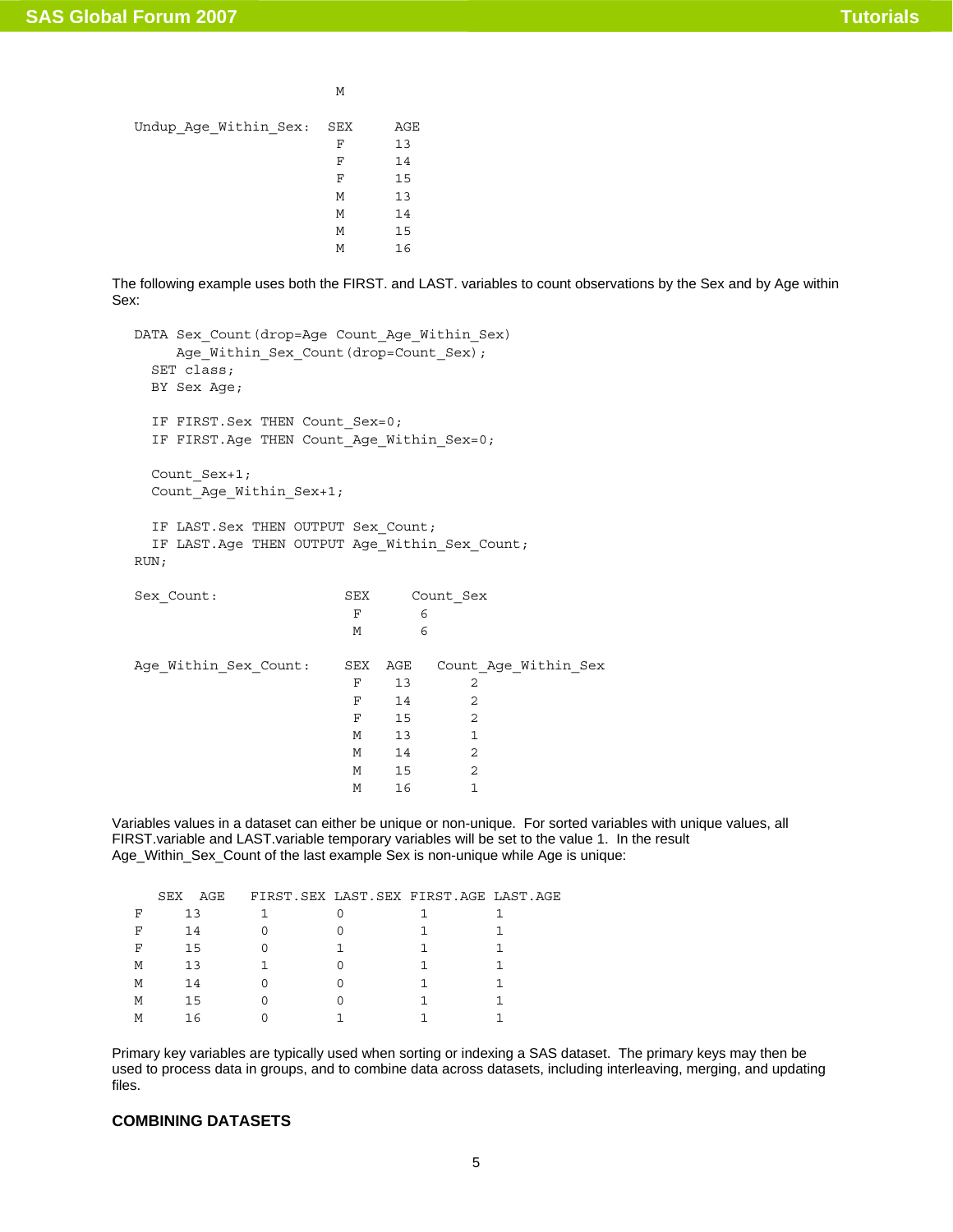```
                         M

Undup_Age_Within_Sex:  SEX     AGE
                         F      13
                         F      14
                         F      15
                         M      13
                         M      14
                         M      15
                         M      16
```

The following example uses both the FIRST. and LAST. variables to count observations by the Sex and by Age within Sex:

```
DATA Sex_Count(drop=Age Count_Age_Within_Sex)
     Age_Within_Sex_Count(drop=Count_Sex);
  SET class;
  BY Sex Age;

  IF FIRST.Sex THEN Count_Sex=0;
  IF FIRST.Age THEN Count_Age_Within_Sex=0;

  Count_Sex+1;
  Count_Age_Within_Sex+1;

  IF LAST.Sex THEN OUTPUT Sex_Count;
  IF LAST.Age THEN OUTPUT Age_Within_Sex_Count;
RUN;

Sex_Count:                 SEX     Count_Sex
                            F        6
                            M        6

Age_Within_Sex_Count:      SEX  AGE   Count_Age_Within_Sex
                            F    13        2
                            F    14        2
                            F    15        2
                            M    13        1
                            M    14        2
                            M    15        2
                            M    16        1
```

Variables values in a dataset can either be unique or non-unique. For sorted variables with unique values, all FIRST.variable and LAST.variable temporary variables will be set to the value 1. In the result Age_Within_Sex_Count of the last example Sex is non-unique while Age is unique:

```
    SEX  AGE   FIRST.SEX LAST.SEX FIRST.AGE LAST.AGE
F      13        1         0         1         1
F      14        0         0         1         1
F      15        0         1         1         1
M      13        1         0         1         1
M      14        0         0         1         1
M      15        0         0         1         1
M      16        0         1         1         1
```

Primary key variables are typically used when sorting or indexing a SAS dataset. The primary keys may then be used to process data in groups, and to combine data across datasets, including interleaving, merging, and updating files.

## COMBINING DATASETS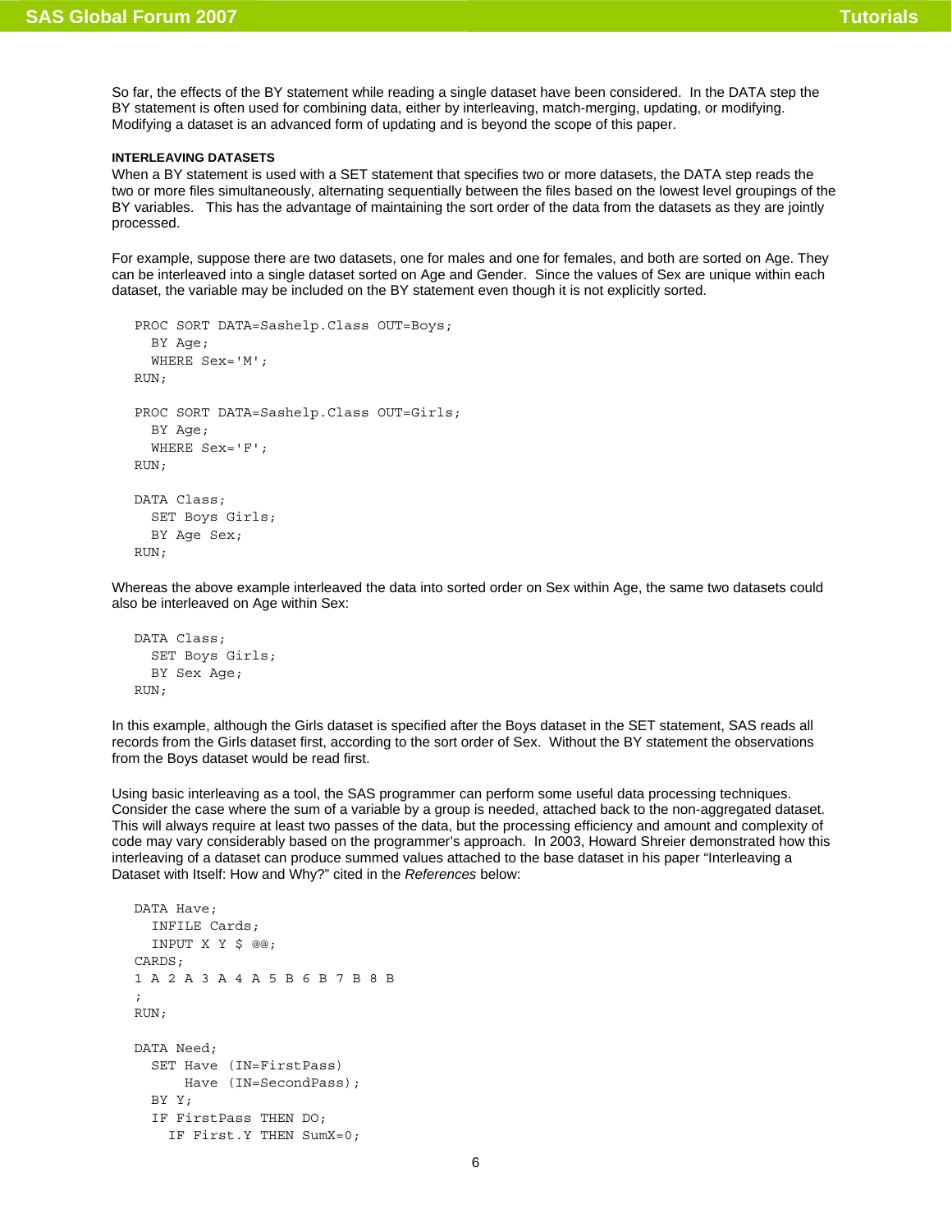So far, the effects of the BY statement while reading a single dataset have been considered. In the DATA step the BY statement is often used for combining data, either by interleaving, match-merging, updating, or modifying. Modifying a dataset is an advanced form of updating and is beyond the scope of this paper.

#### INTERLEAVING DATASETS

When a BY statement is used with a SET statement that specifies two or more datasets, the DATA step reads the two or more files simultaneously, alternating sequentially between the files based on the lowest level groupings of the BY variables. This has the advantage of maintaining the sort order of the data from the datasets as they are jointly processed.

For example, suppose there are two datasets, one for males and one for females, and both are sorted on Age. They can be interleaved into a single dataset sorted on Age and Gender. Since the values of Sex are unique within each dataset, the variable may be included on the BY statement even though it is not explicitly sorted.

```
PROC SORT DATA=Sashelp.Class OUT=Boys;
  BY Age;
  WHERE Sex='M';
RUN;

PROC SORT DATA=Sashelp.Class OUT=Girls;
  BY Age;
  WHERE Sex='F';
RUN;

DATA Class;
  SET Boys Girls;
  BY Age Sex;
RUN;
```

Whereas the above example interleaved the data into sorted order on Sex within Age, the same two datasets could also be interleaved on Age within Sex:

```
DATA Class;
  SET Boys Girls;
  BY Sex Age;
RUN;
```

In this example, although the Girls dataset is specified after the Boys dataset in the SET statement, SAS reads all records from the Girls dataset first, according to the sort order of Sex. Without the BY statement the observations from the Boys dataset would be read first.

Using basic interleaving as a tool, the SAS programmer can perform some useful data processing techniques. Consider the case where the sum of a variable by a group is needed, attached back to the non-aggregated dataset. This will always require at least two passes of the data, but the processing efficiency and amount and complexity of code may vary considerably based on the programmer's approach. In 2003, Howard Shreier demonstrated how this interleaving of a dataset can produce summed values attached to the base dataset in his paper "Interleaving a Dataset with Itself: How and Why?" cited in the *References* below:

```
DATA Have;
  INFILE Cards;
  INPUT X Y $ @@;
CARDS;
1 A 2 A 3 A 4 A 5 B 6 B 7 B 8 B
;
RUN;

DATA Need;
  SET Have (IN=FirstPass)
      Have (IN=SecondPass);
  BY Y;
  IF FirstPass THEN DO;
    IF First.Y THEN SumX=0;
```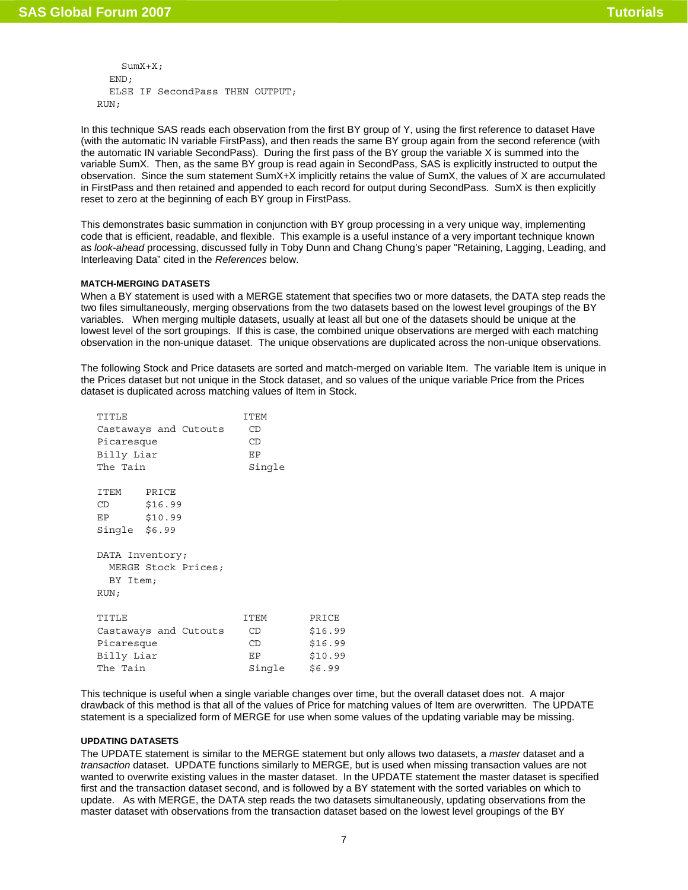```
      SumX+X;
    END;
    ELSE IF SecondPass THEN OUTPUT;
  RUN;
```

In this technique SAS reads each observation from the first BY group of Y, using the first reference to dataset Have (with the automatic IN variable FirstPass), and then reads the same BY group again from the second reference (with the automatic IN variable SecondPass). During the first pass of the BY group the variable X is summed into the variable SumX. Then, as the same BY group is read again in SecondPass, SAS is explicitly instructed to output the observation. Since the sum statement SumX+X implicitly retains the value of SumX, the values of X are accumulated in FirstPass and then retained and appended to each record for output during SecondPass. SumX is then explicitly reset to zero at the beginning of each BY group in FirstPass.

This demonstrates basic summation in conjunction with BY group processing in a very unique way, implementing code that is efficient, readable, and flexible. This example is a useful instance of a very important technique known as *look-ahead* processing, discussed fully in Toby Dunn and Chang Chung's paper "Retaining, Lagging, Leading, and Interleaving Data" cited in the *References* below.

#### MATCH-MERGING DATASETS

When a BY statement is used with a MERGE statement that specifies two or more datasets, the DATA step reads the two files simultaneously, merging observations from the two datasets based on the lowest level groupings of the BY variables. When merging multiple datasets, usually at least all but one of the datasets should be unique at the lowest level of the sort groupings. If this is case, the combined unique observations are merged with each matching observation in the non-unique dataset. The unique observations are duplicated across the non-unique observations.

The following Stock and Price datasets are sorted and match-merged on variable Item. The variable Item is unique in the Prices dataset but not unique in the Stock dataset, and so values of the unique variable Price from the Prices dataset is duplicated across matching values of Item in Stock.

```
  TITLE                   ITEM
  Castaways and Cutouts    CD
  Picaresque               CD
  Billy Liar               EP
  The Tain                 Single

  ITEM    PRICE
  CD      $16.99
  EP      $10.99
  Single  $6.99

  DATA Inventory;
    MERGE Stock Prices;
    BY Item;
  RUN;

  TITLE                   ITEM       PRICE
  Castaways and Cutouts    CD        $16.99
  Picaresque               CD        $16.99
  Billy Liar               EP        $10.99
  The Tain                 Single    $6.99
```

This technique is useful when a single variable changes over time, but the overall dataset does not. A major drawback of this method is that all of the values of Price for matching values of Item are overwritten. The UPDATE statement is a specialized form of MERGE for use when some values of the updating variable may be missing.

#### UPDATING DATASETS

The UPDATE statement is similar to the MERGE statement but only allows two datasets, a *master* dataset and a *transaction* dataset. UPDATE functions similarly to MERGE, but is used when missing transaction values are not wanted to overwrite existing values in the master dataset. In the UPDATE statement the master dataset is specified first and the transaction dataset second, and is followed by a BY statement with the sorted variables on which to update. As with MERGE, the DATA step reads the two datasets simultaneously, updating observations from the master dataset with observations from the transaction dataset based on the lowest level groupings of the BY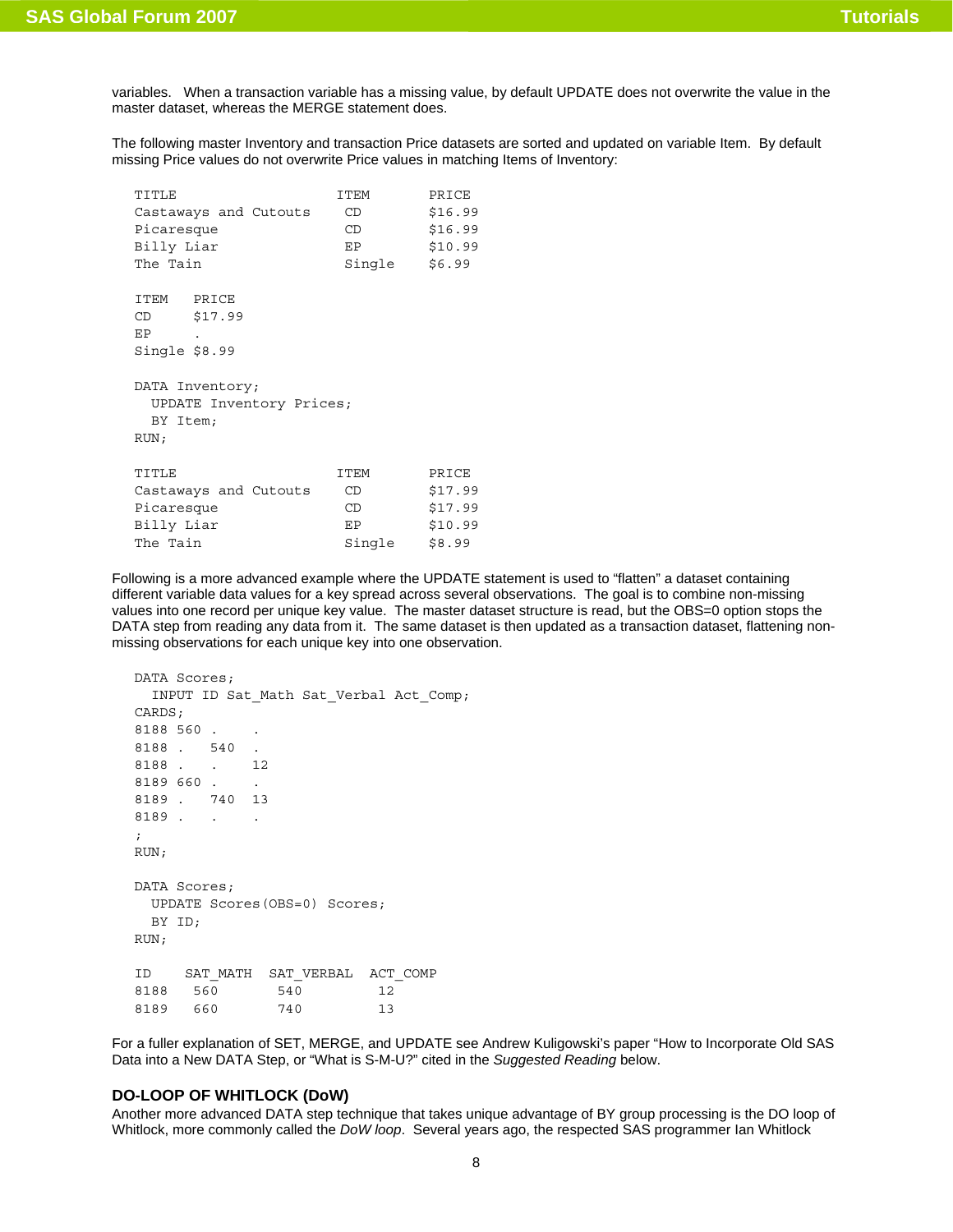variables. When a transaction variable has a missing value, by default UPDATE does not overwrite the value in the master dataset, whereas the MERGE statement does.

The following master Inventory and transaction Price datasets are sorted and updated on variable Item. By default missing Price values do not overwrite Price values in matching Items of Inventory:

```
TITLE                   ITEM       PRICE
Castaways and Cutouts    CD        $16.99
Picaresque               CD        $16.99
Billy Liar               EP        $10.99
The Tain                 Single    $6.99

ITEM   PRICE
CD     $17.99
EP     .
Single $8.99

DATA Inventory;
  UPDATE Inventory Prices;
  BY Item;
RUN;

TITLE                   ITEM       PRICE
Castaways and Cutouts    CD        $17.99
Picaresque               CD        $17.99
Billy Liar               EP        $10.99
The Tain                 Single    $8.99
```

Following is a more advanced example where the UPDATE statement is used to "flatten" a dataset containing different variable data values for a key spread across several observations. The goal is to combine non-missing values into one record per unique key value. The master dataset structure is read, but the OBS=0 option stops the DATA step from reading any data from it. The same dataset is then updated as a transaction dataset, flattening non-missing observations for each unique key into one observation.

```
DATA Scores;
  INPUT ID Sat_Math Sat_Verbal Act_Comp;
CARDS;
8188 560 .    .
8188 .   540  .
8188 .   .    12
8189 660 .    .
8189 .   740  13
8189 .   .    .
;
RUN;

DATA Scores;
  UPDATE Scores(OBS=0) Scores;
  BY ID;
RUN;

ID    SAT_MATH  SAT_VERBAL  ACT_COMP
8188   560       540         12
8189   660       740         13
```

For a fuller explanation of SET, MERGE, and UPDATE see Andrew Kuligowski's paper "How to Incorporate Old SAS Data into a New DATA Step, or "What is S-M-U?" cited in the *Suggested Reading* below.

## DO-LOOP OF WHITLOCK (DoW)

Another more advanced DATA step technique that takes unique advantage of BY group processing is the DO loop of Whitlock, more commonly called the *DoW loop*. Several years ago, the respected SAS programmer Ian Whitlock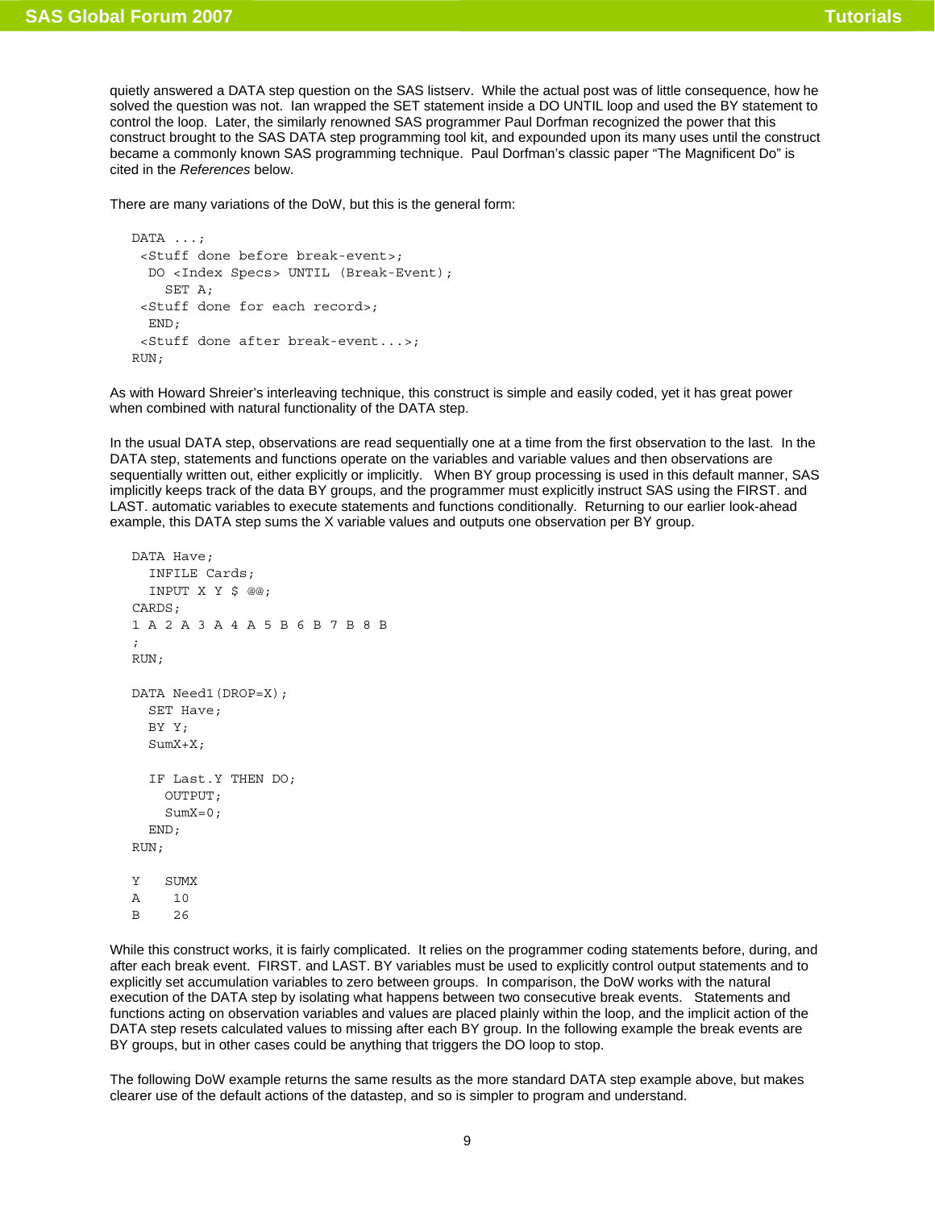quietly answered a DATA step question on the SAS listserv. While the actual post was of little consequence, how he solved the question was not. Ian wrapped the SET statement inside a DO UNTIL loop and used the BY statement to control the loop. Later, the similarly renowned SAS programmer Paul Dorfman recognized the power that this construct brought to the SAS DATA step programming tool kit, and expounded upon its many uses until the construct became a commonly known SAS programming technique. Paul Dorfman's classic paper "The Magnificent Do" is cited in the *References* below.

There are many variations of the DoW, but this is the general form:

```
DATA ...;
 <Stuff done before break-event>;
  DO <Index Specs> UNTIL (Break-Event);
    SET A;
 <Stuff done for each record>;
  END;
 <Stuff done after break-event...>;
RUN;
```

As with Howard Shreier's interleaving technique, this construct is simple and easily coded, yet it has great power when combined with natural functionality of the DATA step.

In the usual DATA step, observations are read sequentially one at a time from the first observation to the last. In the DATA step, statements and functions operate on the variables and variable values and then observations are sequentially written out, either explicitly or implicitly. When BY group processing is used in this default manner, SAS implicitly keeps track of the data BY groups, and the programmer must explicitly instruct SAS using the FIRST. and LAST. automatic variables to execute statements and functions conditionally. Returning to our earlier look-ahead example, this DATA step sums the X variable values and outputs one observation per BY group.

```
DATA Have;
  INFILE Cards;
  INPUT X Y $ @@;
CARDS;
1 A 2 A 3 A 4 A 5 B 6 B 7 B 8 B
;
RUN;

DATA Need1(DROP=X);
  SET Have;
  BY Y;
  SumX+X;

  IF Last.Y THEN DO;
    OUTPUT;
    SumX=0;
  END;
RUN;

Y   SUMX
A    10
B    26
```

While this construct works, it is fairly complicated. It relies on the programmer coding statements before, during, and after each break event. FIRST. and LAST. BY variables must be used to explicitly control output statements and to explicitly set accumulation variables to zero between groups. In comparison, the DoW works with the natural execution of the DATA step by isolating what happens between two consecutive break events. Statements and functions acting on observation variables and values are placed plainly within the loop, and the implicit action of the DATA step resets calculated values to missing after each BY group. In the following example the break events are BY groups, but in other cases could be anything that triggers the DO loop to stop.

The following DoW example returns the same results as the more standard DATA step example above, but makes clearer use of the default actions of the datastep, and so is simpler to program and understand.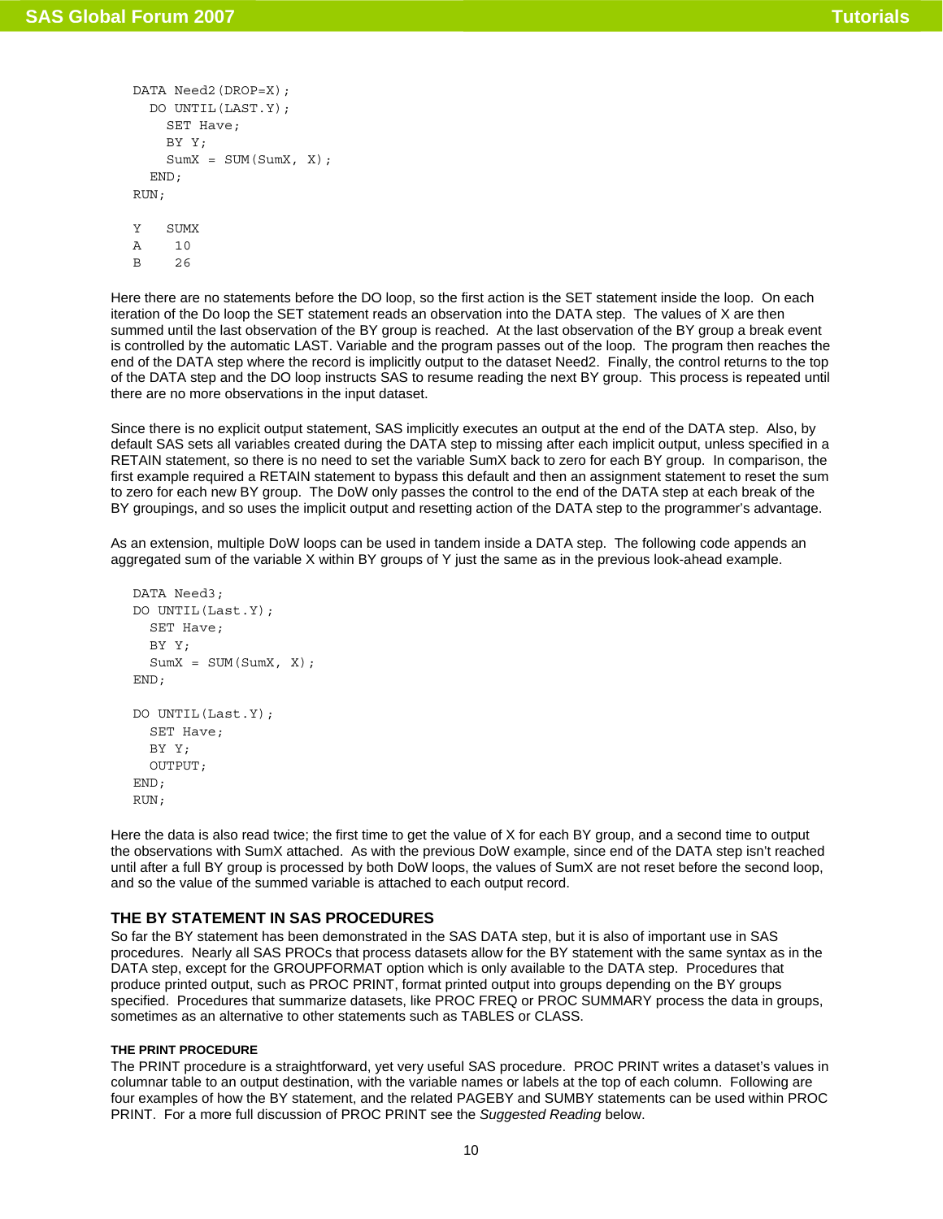```
DATA Need2(DROP=X);
  DO UNTIL(LAST.Y);
    SET Have;
    BY Y;
    SumX = SUM(SumX, X);
  END;
RUN;

Y   SUMX
A    10
B    26
```

Here there are no statements before the DO loop, so the first action is the SET statement inside the loop. On each iteration of the Do loop the SET statement reads an observation into the DATA step. The values of X are then summed until the last observation of the BY group is reached. At the last observation of the BY group a break event is controlled by the automatic LAST. Variable and the program passes out of the loop. The program then reaches the end of the DATA step where the record is implicitly output to the dataset Need2. Finally, the control returns to the top of the DATA step and the DO loop instructs SAS to resume reading the next BY group. This process is repeated until there are no more observations in the input dataset.

Since there is no explicit output statement, SAS implicitly executes an output at the end of the DATA step. Also, by default SAS sets all variables created during the DATA step to missing after each implicit output, unless specified in a RETAIN statement, so there is no need to set the variable SumX back to zero for each BY group. In comparison, the first example required a RETAIN statement to bypass this default and then an assignment statement to reset the sum to zero for each new BY group. The DoW only passes the control to the end of the DATA step at each break of the BY groupings, and so uses the implicit output and resetting action of the DATA step to the programmer's advantage.

As an extension, multiple DoW loops can be used in tandem inside a DATA step. The following code appends an aggregated sum of the variable X within BY groups of Y just the same as in the previous look-ahead example.

```
DATA Need3;
DO UNTIL(Last.Y);
  SET Have;
  BY Y;
  SumX = SUM(SumX, X);
END;

DO UNTIL(Last.Y);
  SET Have;
  BY Y;
  OUTPUT;
END;
RUN;
```

Here the data is also read twice; the first time to get the value of X for each BY group, and a second time to output the observations with SumX attached. As with the previous DoW example, since end of the DATA step isn't reached until after a full BY group is processed by both DoW loops, the values of SumX are not reset before the second loop, and so the value of the summed variable is attached to each output record.

## THE BY STATEMENT IN SAS PROCEDURES

So far the BY statement has been demonstrated in the SAS DATA step, but it is also of important use in SAS procedures. Nearly all SAS PROCs that process datasets allow for the BY statement with the same syntax as in the DATA step, except for the GROUPFORMAT option which is only available to the DATA step. Procedures that produce printed output, such as PROC PRINT, format printed output into groups depending on the BY groups specified. Procedures that summarize datasets, like PROC FREQ or PROC SUMMARY process the data in groups, sometimes as an alternative to other statements such as TABLES or CLASS.

### THE PRINT PROCEDURE

The PRINT procedure is a straightforward, yet very useful SAS procedure. PROC PRINT writes a dataset's values in columnar table to an output destination, with the variable names or labels at the top of each column. Following are four examples of how the BY statement, and the related PAGEBY and SUMBY statements can be used within PROC PRINT. For a more full discussion of PROC PRINT see the *Suggested Reading* below.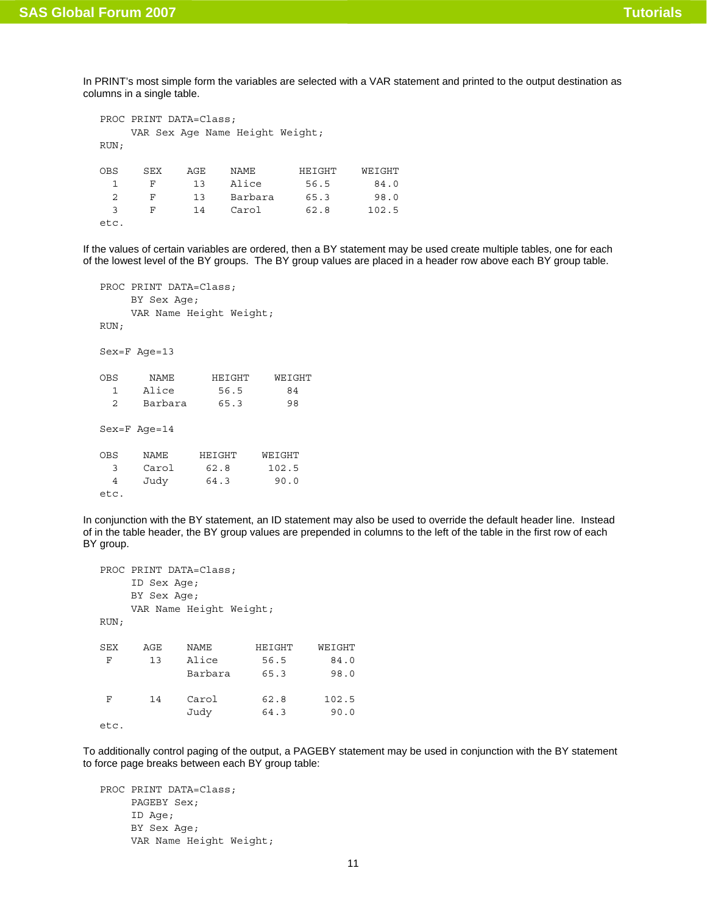In PRINT's most simple form the variables are selected with a VAR statement and printed to the output destination as columns in a single table.

```
PROC PRINT DATA=Class;
     VAR Sex Age Name Height Weight;
RUN;

OBS    SEX    AGE    NAME       HEIGHT    WEIGHT
  1     F      13    Alice       56.5       84.0
  2     F      13    Barbara     65.3       98.0
  3     F      14    Carol       62.8      102.5
etc.
```

If the values of certain variables are ordered, then a BY statement may be used create multiple tables, one for each of the lowest level of the BY groups. The BY group values are placed in a header row above each BY group table.

```
PROC PRINT DATA=Class;
     BY Sex Age;
     VAR Name Height Weight;
RUN;

Sex=F Age=13

OBS     NAME      HEIGHT    WEIGHT
  1    Alice       56.5       84
  2    Barbara     65.3       98

Sex=F Age=14

OBS    NAME     HEIGHT    WEIGHT
  3    Carol     62.8      102.5
  4    Judy      64.3       90.0
etc.
```

In conjunction with the BY statement, an ID statement may also be used to override the default header line. Instead of in the table header, the BY group values are prepended in columns to the left of the table in the first row of each BY group.

```
PROC PRINT DATA=Class;
     ID Sex Age;
     BY Sex Age;
     VAR Name Height Weight;
RUN;

SEX    AGE    NAME       HEIGHT    WEIGHT
 F      13    Alice       56.5       84.0
              Barbara     65.3       98.0

 F      14    Carol       62.8      102.5
              Judy        64.3       90.0
etc.
```

To additionally control paging of the output, a PAGEBY statement may be used in conjunction with the BY statement to force page breaks between each BY group table:

```
PROC PRINT DATA=Class;
     PAGEBY Sex;
     ID Age;
     BY Sex Age;
     VAR Name Height Weight;
```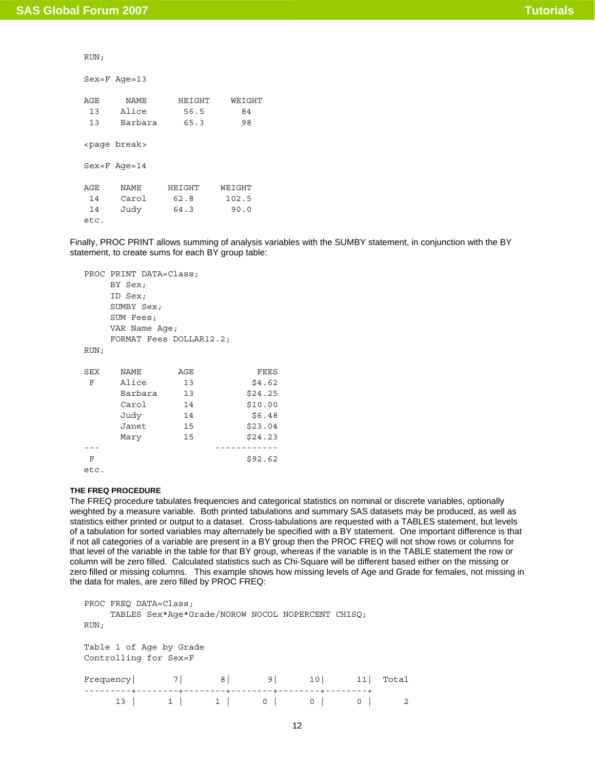```
RUN;

Sex=F Age=13

AGE     NAME      HEIGHT    WEIGHT
 13    Alice       56.5       84
 13    Barbara     65.3       98

<page break>

Sex=F Age=14

AGE    NAME     HEIGHT    WEIGHT
 14    Carol     62.8      102.5
 14    Judy      64.3       90.0
etc.
```

Finally, PROC PRINT allows summing of analysis variables with the SUMBY statement, in conjunction with the BY statement, to create sums for each BY group table:

```
PROC PRINT DATA=Class;
     BY Sex;
     ID Sex;
     SUMBY Sex;
     SUM Fees;
     VAR Name Age;
     FORMAT Fees DOLLAR12.2;
RUN;

SEX    NAME       AGE            FEES
 F     Alice       13           $4.62
       Barbara     13          $24.25
       Carol       14          $10.00
       Judy        14           $6.48
       Janet       15          $23.04
       Mary        15          $24.23
---                      ------------
 F                             $92.62
etc.
```

### THE FREQ PROCEDURE

The FREQ procedure tabulates frequencies and categorical statistics on nominal or discrete variables, optionally weighted by a measure variable. Both printed tabulations and summary SAS datasets may be produced, as well as statistics either printed or output to a dataset. Cross-tabulations are requested with a TABLES statement, but levels of a tabulation for sorted variables may alternately be specified with a BY statement. One important difference is that if not all categories of a variable are present in a BY group then the PROC FREQ will not show rows or columns for that level of the variable in the table for that BY group, whereas if the variable is in the TABLE statement the row or column will be zero filled. Calculated statistics such as Chi-Square will be different based either on the missing or zero filled or missing columns. This example shows how missing levels of Age and Grade for females, not missing in the data for males, are zero filled by PROC FREQ:

```
PROC FREQ DATA=Class;
     TABLES Sex*Age*Grade/NOROW NOCOL NOPERCENT CHISQ;
RUN;

Table 1 of Age by Grade
Controlling for Sex=F

Frequency|       7|       8|       9|      10|      11|  Total
---------+--------+--------+--------+--------+--------+
      13 |      1 |      1 |      0 |      0 |      0 |      2
```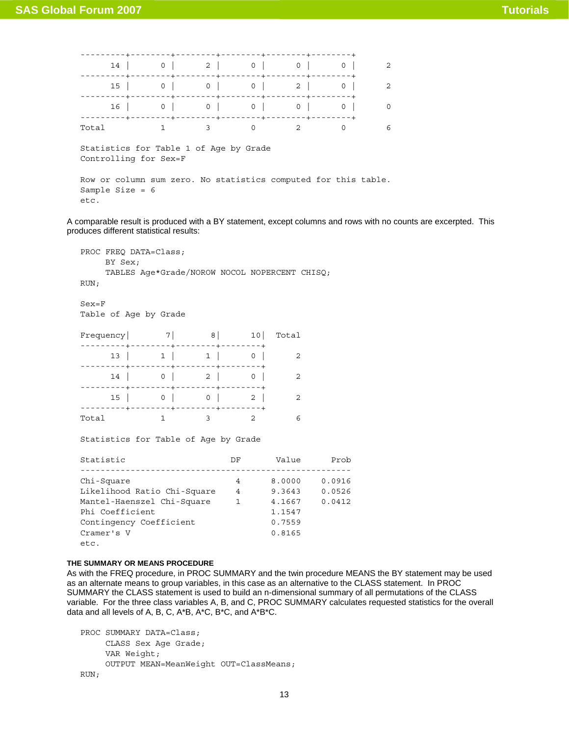```
---------+--------+--------+--------+--------+--------+
      14 |       0 |       2 |       0 |       0 |       0 |       2
---------+--------+--------+--------+--------+--------+
      15 |       0 |       0 |       0 |       2 |       0 |       2
---------+--------+--------+--------+--------+--------+
      16 |       0 |       0 |       0 |       0 |       0 |       0
---------+--------+--------+--------+--------+--------+
Total           1        3        0        2        0        6

Statistics for Table 1 of Age by Grade
Controlling for Sex=F

Row or column sum zero. No statistics computed for this table.
Sample Size = 6
etc.
```

A comparable result is produced with a BY statement, except columns and rows with no counts are excerpted. This produces different statistical results:

```
PROC FREQ DATA=Class;
     BY Sex;
     TABLES Age*Grade/NOROW NOCOL NOPERCENT CHISQ;
RUN;

Sex=F
Table of Age by Grade

Frequency|       7|       8|      10|  Total
---------+--------+--------+--------+
      13 |       1 |       1 |       0 |      2
---------+--------+--------+--------+
      14 |       0 |       2 |       0 |      2
---------+--------+--------+--------+
      15 |       0 |       0 |       2 |      2
---------+--------+--------+--------+
Total           1        3        2        6

Statistics for Table of Age by Grade

Statistic                     DF       Value      Prob
------------------------------------------------------
Chi-Square                     4      8.0000    0.0916
Likelihood Ratio Chi-Square    4      9.3643    0.0526
Mantel-Haenszel Chi-Square     1      4.1667    0.0412
Phi Coefficient                       1.1547
Contingency Coefficient               0.7559
Cramer's V                            0.8165
etc.
```

### THE SUMMARY OR MEANS PROCEDURE

As with the FREQ procedure, in PROC SUMMARY and the twin procedure MEANS the BY statement may be used as an alternate means to group variables, in this case as an alternative to the CLASS statement. In PROC SUMMARY the CLASS statement is used to build an n-dimensional summary of all permutations of the CLASS variable. For the three class variables A, B, and C, PROC SUMMARY calculates requested statistics for the overall data and all levels of A, B, C, A*B, A*C, B*C, and A*B*C.

```
PROC SUMMARY DATA=Class;
     CLASS Sex Age Grade;
     VAR Weight;
     OUTPUT MEAN=MeanWeight OUT=ClassMeans;
RUN;
```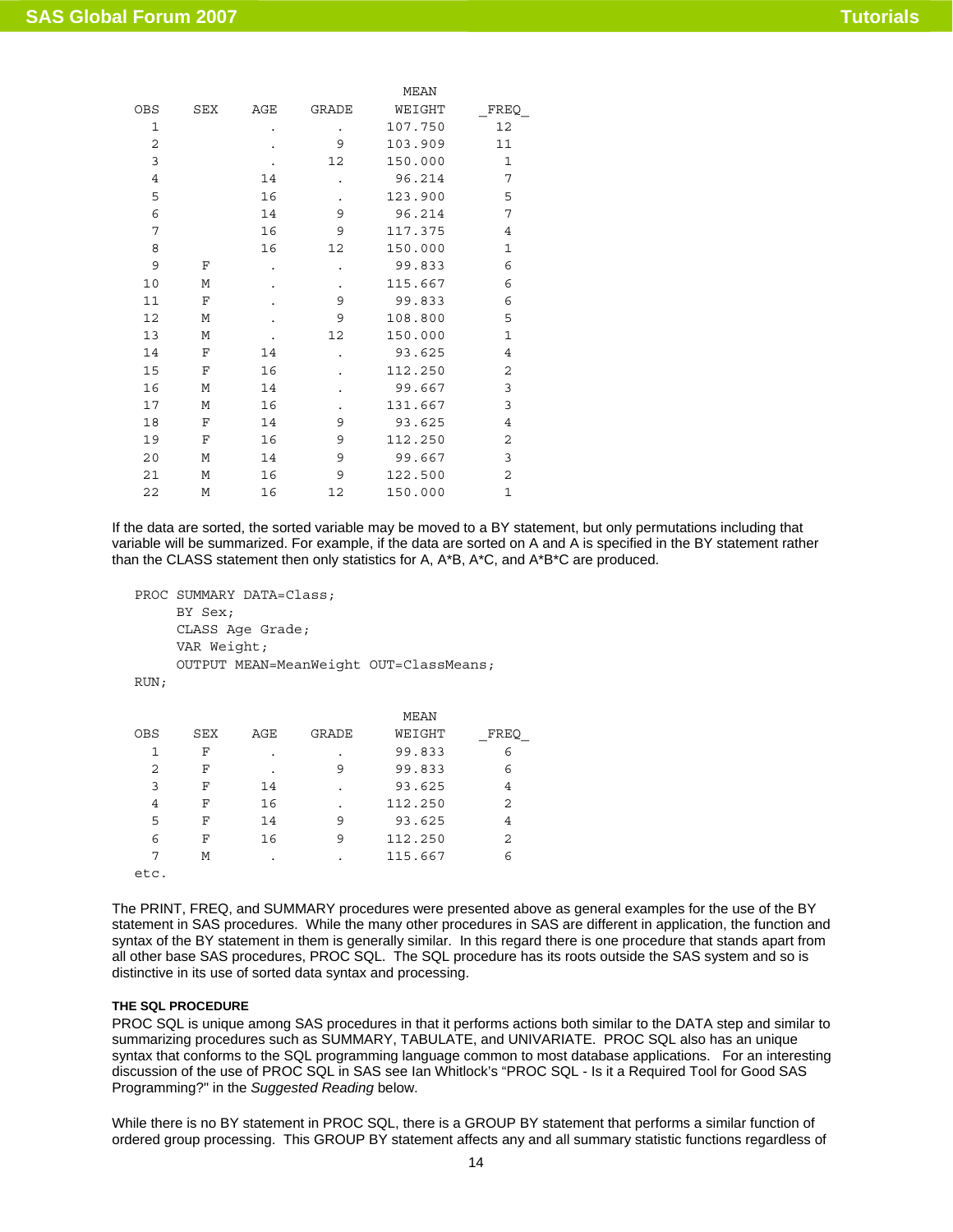| OBS | SEX | AGE | GRADE | MEAN WEIGHT | _FREQ_ |
|---|---|---|---|---|---|
| 1 | | . | . | 107.750 | 12 |
| 2 | | . | 9 | 103.909 | 11 |
| 3 | | . | 12 | 150.000 | 1 |
| 4 | | 14 | . | 96.214 | 7 |
| 5 | | 16 | . | 123.900 | 5 |
| 6 | | 14 | 9 | 96.214 | 7 |
| 7 | | 16 | 9 | 117.375 | 4 |
| 8 | | 16 | 12 | 150.000 | 1 |
| 9 | F | . | . | 99.833 | 6 |
| 10 | M | . | . | 115.667 | 6 |
| 11 | F | . | 9 | 99.833 | 6 |
| 12 | M | . | 9 | 108.800 | 5 |
| 13 | M | . | 12 | 150.000 | 1 |
| 14 | F | 14 | . | 93.625 | 4 |
| 15 | F | 16 | . | 112.250 | 2 |
| 16 | M | 14 | . | 99.667 | 3 |
| 17 | M | 16 | . | 131.667 | 3 |
| 18 | F | 14 | 9 | 93.625 | 4 |
| 19 | F | 16 | 9 | 112.250 | 2 |
| 20 | M | 14 | 9 | 99.667 | 3 |
| 21 | M | 16 | 9 | 122.500 | 2 |
| 22 | M | 16 | 12 | 150.000 | 1 |

If the data are sorted, the sorted variable may be moved to a BY statement, but only permutations including that variable will be summarized. For example, if the data are sorted on A and A is specified in the BY statement rather than the CLASS statement then only statistics for A, A*B, A*C, and A*B*C are produced.

```
PROC SUMMARY DATA=Class;
     BY Sex;
     CLASS Age Grade;
     VAR Weight;
     OUTPUT MEAN=MeanWeight OUT=ClassMeans;
RUN;
```

| OBS | SEX | AGE | GRADE | MEAN WEIGHT | _FREQ_ |
|---|---|---|---|---|---|
| 1 | F | . | . | 99.833 | 6 |
| 2 | F | . | 9 | 99.833 | 6 |
| 3 | F | 14 | . | 93.625 | 4 |
| 4 | F | 16 | . | 112.250 | 2 |
| 5 | F | 14 | 9 | 93.625 | 4 |
| 6 | F | 16 | 9 | 112.250 | 2 |
| 7 | M | . | . | 115.667 | 6 |

etc.

The PRINT, FREQ, and SUMMARY procedures were presented above as general examples for the use of the BY statement in SAS procedures. While the many other procedures in SAS are different in application, the function and syntax of the BY statement in them is generally similar. In this regard there is one procedure that stands apart from all other base SAS procedures, PROC SQL. The SQL procedure has its roots outside the SAS system and so is distinctive in its use of sorted data syntax and processing.

#### THE SQL PROCEDURE

PROC SQL is unique among SAS procedures in that it performs actions both similar to the DATA step and similar to summarizing procedures such as SUMMARY, TABULATE, and UNIVARIATE. PROC SQL also has an unique syntax that conforms to the SQL programming language common to most database applications. For an interesting discussion of the use of PROC SQL in SAS see Ian Whitlock's "PROC SQL - Is it a Required Tool for Good SAS Programming?" in the *Suggested Reading* below.

While there is no BY statement in PROC SQL, there is a GROUP BY statement that performs a similar function of ordered group processing. This GROUP BY statement affects any and all summary statistic functions regardless of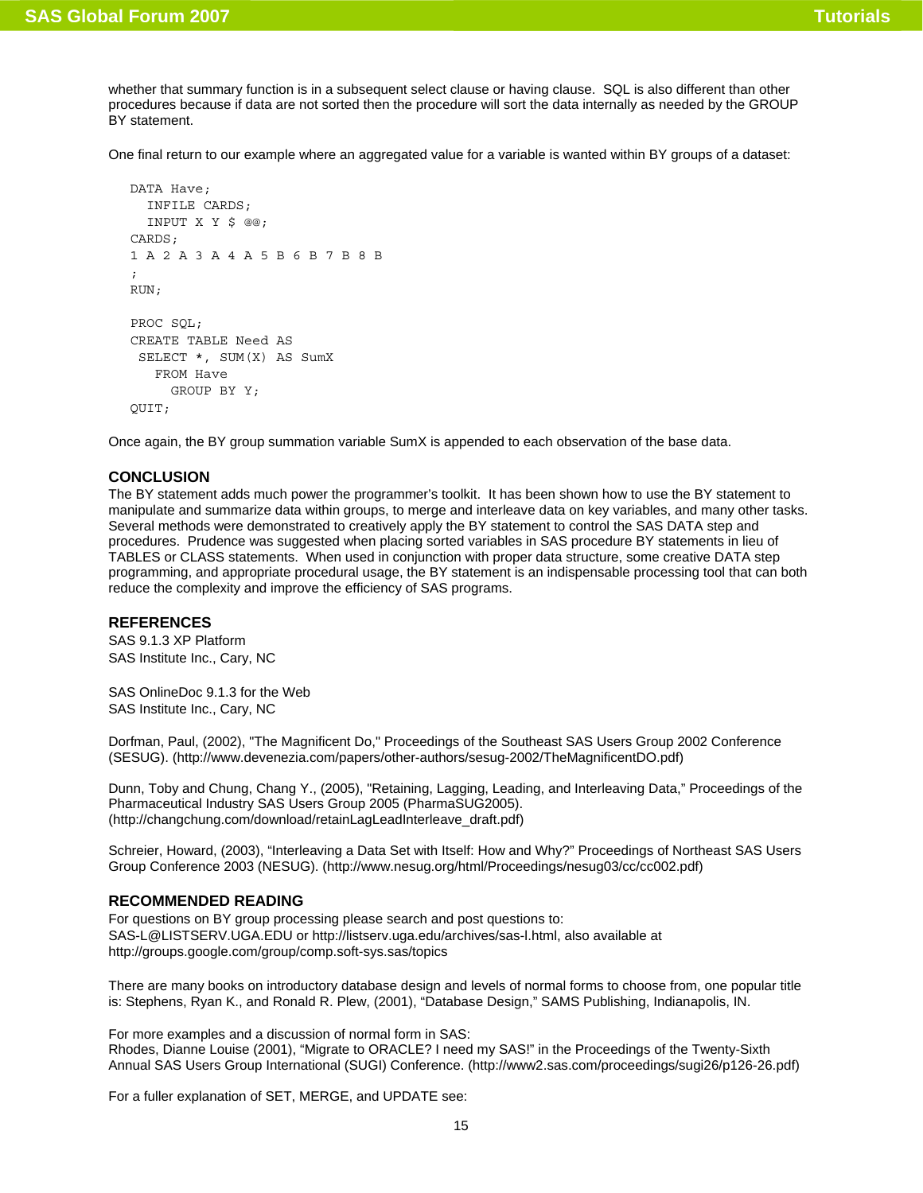whether that summary function is in a subsequent select clause or having clause. SQL is also different than other procedures because if data are not sorted then the procedure will sort the data internally as needed by the GROUP BY statement.

One final return to our example where an aggregated value for a variable is wanted within BY groups of a dataset:

```
DATA Have;
  INFILE CARDS;
  INPUT X Y $ @@;
CARDS;
1 A 2 A 3 A 4 A 5 B 6 B 7 B 8 B
;
RUN;

PROC SQL;
CREATE TABLE Need AS
 SELECT *, SUM(X) AS SumX
   FROM Have
     GROUP BY Y;
QUIT;
```

Once again, the BY group summation variable SumX is appended to each observation of the base data.

## CONCLUSION

The BY statement adds much power the programmer's toolkit. It has been shown how to use the BY statement to manipulate and summarize data within groups, to merge and interleave data on key variables, and many other tasks. Several methods were demonstrated to creatively apply the BY statement to control the SAS DATA step and procedures. Prudence was suggested when placing sorted variables in SAS procedure BY statements in lieu of TABLES or CLASS statements. When used in conjunction with proper data structure, some creative DATA step programming, and appropriate procedural usage, the BY statement is an indispensable processing tool that can both reduce the complexity and improve the efficiency of SAS programs.

## REFERENCES

SAS 9.1.3 XP Platform
SAS Institute Inc., Cary, NC

SAS OnlineDoc 9.1.3 for the Web
SAS Institute Inc., Cary, NC

Dorfman, Paul, (2002), "The Magnificent Do," Proceedings of the Southeast SAS Users Group 2002 Conference (SESUG). (http://www.devenezia.com/papers/other-authors/sesug-2002/TheMagnificentDO.pdf)

Dunn, Toby and Chung, Chang Y., (2005), "Retaining, Lagging, Leading, and Interleaving Data," Proceedings of the Pharmaceutical Industry SAS Users Group 2005 (PharmaSUG2005). (http://changchung.com/download/retainLagLeadInterleave_draft.pdf)

Schreier, Howard, (2003), "Interleaving a Data Set with Itself: How and Why?" Proceedings of Northeast SAS Users Group Conference 2003 (NESUG). (http://www.nesug.org/html/Proceedings/nesug03/cc/cc002.pdf)

## RECOMMENDED READING

For questions on BY group processing please search and post questions to:
SAS-L@LISTSERV.UGA.EDU or http://listserv.uga.edu/archives/sas-l.html, also available at http://groups.google.com/group/comp.soft-sys.sas/topics

There are many books on introductory database design and levels of normal forms to choose from, one popular title is: Stephens, Ryan K., and Ronald R. Plew, (2001), "Database Design," SAMS Publishing, Indianapolis, IN.

For more examples and a discussion of normal form in SAS:
Rhodes, Dianne Louise (2001), "Migrate to ORACLE? I need my SAS!" in the Proceedings of the Twenty-Sixth Annual SAS Users Group International (SUGI) Conference. (http://www2.sas.com/proceedings/sugi26/p126-26.pdf)

For a fuller explanation of SET, MERGE, and UPDATE see: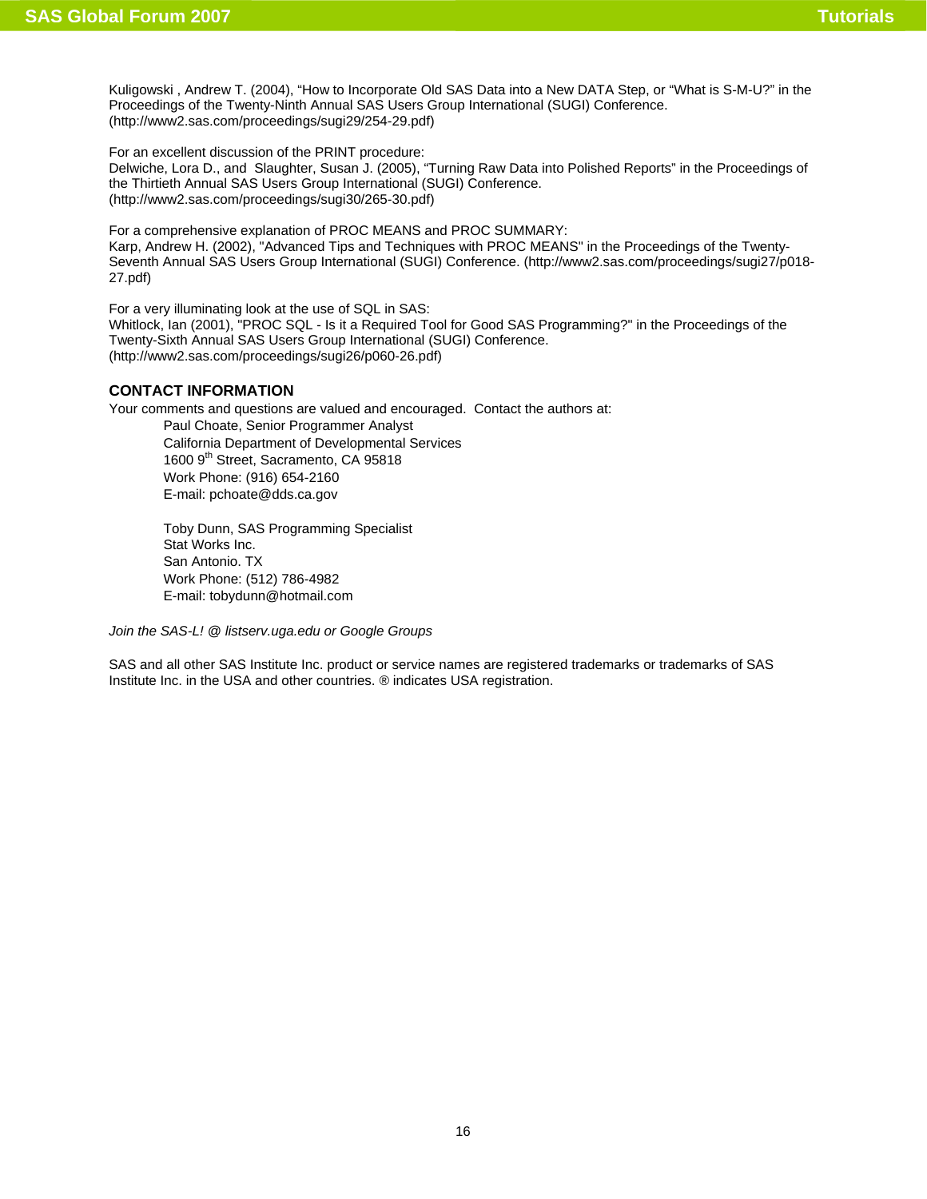Kuligowski , Andrew T. (2004), "How to Incorporate Old SAS Data into a New DATA Step, or "What is S-M-U?" in the Proceedings of the Twenty-Ninth Annual SAS Users Group International (SUGI) Conference. (http://www2.sas.com/proceedings/sugi29/254-29.pdf)

For an excellent discussion of the PRINT procedure:
Delwiche, Lora D., and Slaughter, Susan J. (2005), "Turning Raw Data into Polished Reports" in the Proceedings of the Thirtieth Annual SAS Users Group International (SUGI) Conference. (http://www2.sas.com/proceedings/sugi30/265-30.pdf)

For a comprehensive explanation of PROC MEANS and PROC SUMMARY:
Karp, Andrew H. (2002), "Advanced Tips and Techniques with PROC MEANS" in the Proceedings of the Twenty-Seventh Annual SAS Users Group International (SUGI) Conference. (http://www2.sas.com/proceedings/sugi27/p018-27.pdf)

For a very illuminating look at the use of SQL in SAS:
Whitlock, Ian (2001), "PROC SQL - Is it a Required Tool for Good SAS Programming?" in the Proceedings of the Twenty-Sixth Annual SAS Users Group International (SUGI) Conference. (http://www2.sas.com/proceedings/sugi26/p060-26.pdf)

## CONTACT INFORMATION

Your comments and questions are valued and encouraged. Contact the authors at:

Paul Choate, Senior Programmer Analyst
California Department of Developmental Services
1600 9th Street, Sacramento, CA 95818
Work Phone: (916) 654-2160
E-mail: pchoate@dds.ca.gov

Toby Dunn, SAS Programming Specialist
Stat Works Inc.
San Antonio. TX
Work Phone: (512) 786-4982
E-mail: tobydunn@hotmail.com

*Join the SAS-L! @ listserv.uga.edu or Google Groups*

SAS and all other SAS Institute Inc. product or service names are registered trademarks or trademarks of SAS Institute Inc. in the USA and other countries. ® indicates USA registration.